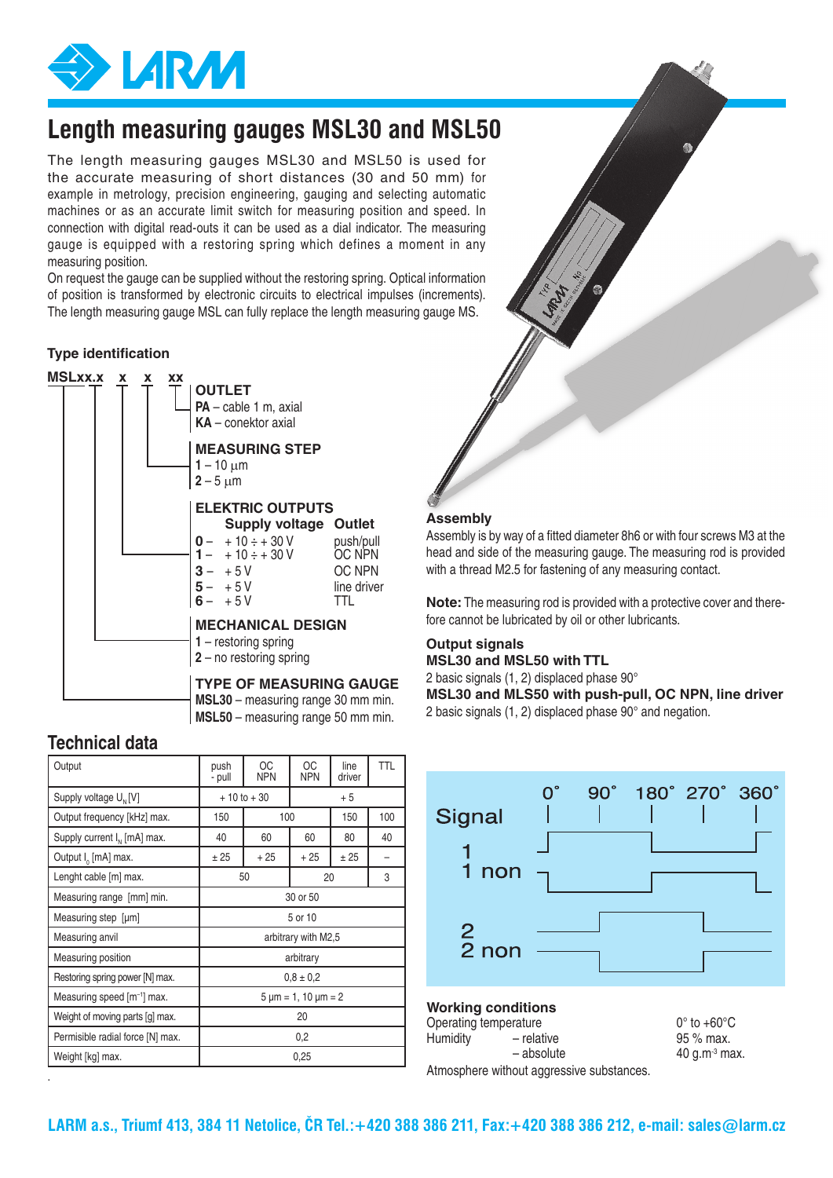# Length measuring gauges MSL30 and MSL50

The length measuring gauges MSL30 and MSL50 is used for the accurate measuring of short distances (30 and 50 mm) for example in metrology, precision engineering, gauging and selecting automatic machines or as an accurate limit switch for measuring position and speed. In connection with digital read-outs it can be used as a dial indicator. The measuring gauge is equipped with a restoring spring which defines a moment in any measuring position.

On request the gauge can be supplied without the restoring spring. Optical information of position is transformed by electronic circuits to electrical impulses (increments). The length measuring gauge MSL can fully replace the length measuring gauge MS.

## Type identification

**MSLxx.x x x xx**

**OUTLET**
- **PA** – cable 1 m, axial
- **KA** – conektor axial

**MEASURING STEP**
- **1** – 10 µm
- **2** – 5 µm

**ELEKTRIC OUTPUTS**

| | Supply voltage | Outlet |
|---|---|---|
| **0** – | + 10 ÷ + 30 V | push/pull |
| **1** – | + 10 ÷ + 30 V | OC NPN |
| **3** – | + 5 V | OC NPN |
| **5** – | + 5 V | line driver |
| **6** – | + 5 V | TTL |

**MECHANICAL DESIGN**
- **1** – restoring spring
- **2** – no restoring spring

**TYPE OF MEASURING GAUGE**
- **MSL30** – measuring range 30 mm min.
- **MSL50** – measuring range 50 mm min.

## Technical data

| Output | push - pull | OC NPN | OC NPN | line driver | TTL |
|---|---|---|---|---|---|
| Supply voltage $U_N$ [V] | + 10 to + 30 | | + 5 | | |
| Output frequency [kHz] max. | 150 | 100 | | 150 | 100 |
| Supply current $I_N$ [mA] max. | 40 | 60 | 60 | 80 | 40 |
| Output $I_0$ [mA] max. | ± 25 | + 25 | + 25 | ± 25 | – |
| Lenght cable [m] max. | 50 | | 20 | | 3 |
| Measuring range [mm] min. | 30 or 50 | | | | |
| Measuring step [µm] | 5 or 10 | | | | |
| Measuring anvil | arbitrary with M2,5 | | | | |
| Measuring position | arbitrary | | | | |
| Restoring spring power [N] max. | 0,8 ± 0,2 | | | | |
| Measuring speed [m$^{-1}$] max. | 5 µm = 1, 10 µm = 2 | | | | |
| Weight of moving parts [g] max. | 20 | | | | |
| Permisible radial force [N] max. | 0,2 | | | | |
| Weight [kg] max. | 0,25 | | | | |

## Assembly

Assembly is by way of a fitted diameter 8h6 or with four screws M3 at the head and side of the measuring gauge. The measuring rod is provided with a thread M2.5 for fastening of any measuring contact.

**Note:** The measuring rod is provided with a protective cover and therefore cannot be lubricated by oil or other lubricants.

## Output signals

**MSL30 and MSL50 with TTL**

2 basic signals (1, 2) displaced phase 90°

**MSL30 and MLS50 with push-pull, OC NPN, line driver**

2 basic signals (1, 2) displaced phase 90° and negation.

Signal: 0° 90° 180° 270° 360°
1
1 non
2
2 non

## Working conditions

| | | |
|---|---|---|
| Operating temperature | | 0° to +60°C |
| Humidity | – relative | 95 % max. |
| | – absolute | 40 g.m$^{-3}$ max. |

Atmosphere without aggressive substances.

LARM a.s., Triumf 413, 384 11 Netolice, ČR Tel.:+420 388 386 211, Fax:+420 388 386 212, e-mail: sales@larm.cz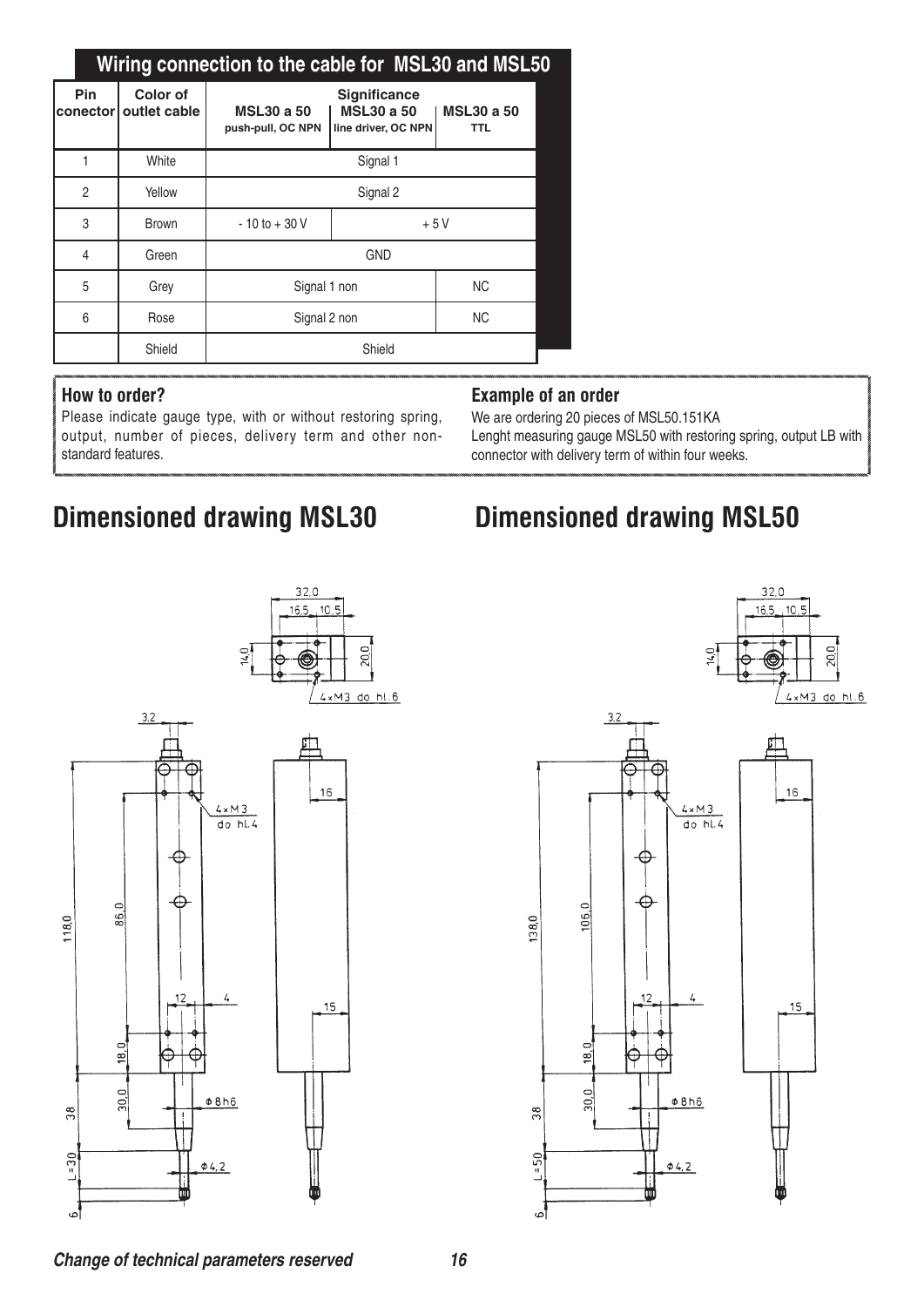## Wiring connection to the cable for MSL30 and MSL50

| Pin conector | Color of outlet cable | Significance MSL30 a 50 push-pull, OC NPN | MSL30 a 50 line driver, OC NPN | MSL30 a 50 TTL |
|---|---|---|---|---|
| 1 | White | Signal 1 | | |
| 2 | Yellow | Signal 2 | | |
| 3 | Brown | - 10 to + 30 V | + 5 V | |
| 4 | Green | GND | | |
| 5 | Grey | Signal 1 non | | NC |
| 6 | Rose | Signal 2 non | | NC |
| | Shield | Shield | | |

### How to order?

Please indicate gauge type, with or without restoring spring, output, number of pieces, delivery term and other non-standard features.

### Example of an order

We are ordering 20 pieces of MSL50.151KA
Lenght measuring gauge MSL50 with restoring spring, output LB with connector with delivery term of within four weeks.

## Dimensioned drawing MSL30

32,0
16,5
10,5
14,0
20,0
4×M3 do hl.6
3,2
4×M3
do hl.4
16
118,0
86,0
12
4
15
18,0
30,0
ϕ 8h6
38
L=30
ϕ 4,2
6

## Dimensioned drawing MSL50

32,0
16,5
10,5
14,0
20,0
4×M3 do hl.6
3,2
4×M3
do hl.4
16
138,0
106,0
12
4
15
18,0
30,0
ϕ 8h6
38
L=50
ϕ 4,2
6

*Change of technical parameters reserved*